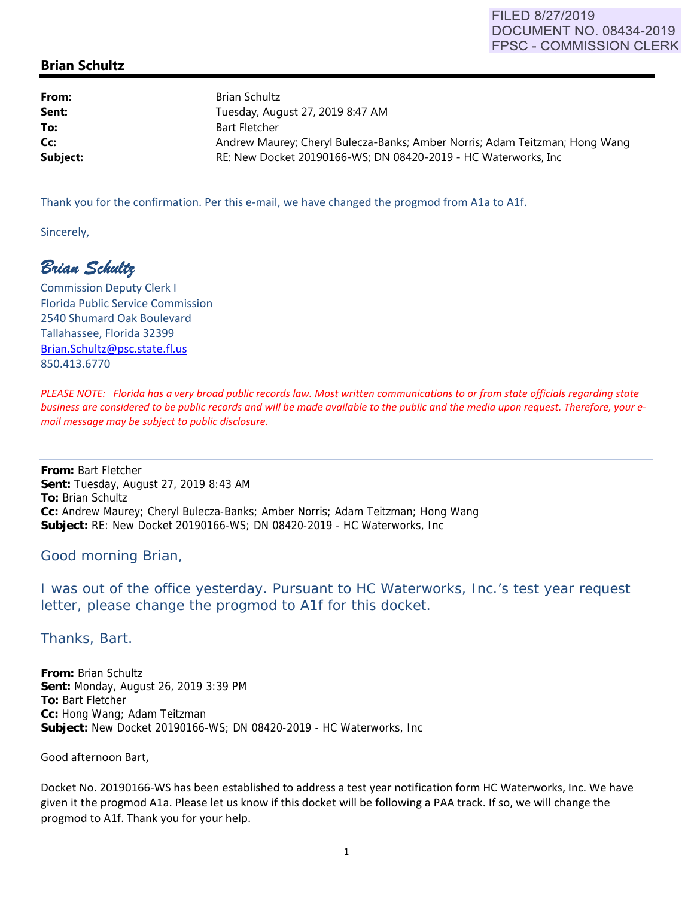FILED 8/27/2019
DOCUMENT NO. 08434-2019
FPSC - COMMISSION CLERK

## Brian Schultz

| | |
|---|---|
| **From:** | Brian Schultz |
| **Sent:** | Tuesday, August 27, 2019 8:47 AM |
| **To:** | Bart Fletcher |
| **Cc:** | Andrew Maurey; Cheryl Bulecza-Banks; Amber Norris; Adam Teitzman; Hong Wang |
| **Subject:** | RE: New Docket 20190166-WS; DN 08420-2019 - HC Waterworks, Inc |

Thank you for the confirmation. Per this e-mail, we have changed the progmod from A1a to A1f.

Sincerely,

*Brian Schultz*
Commission Deputy Clerk I
Florida Public Service Commission
2540 Shumard Oak Boulevard
Tallahassee, Florida 32399
Brian.Schultz@psc.state.fl.us
850.413.6770

*PLEASE NOTE: Florida has a very broad public records law. Most written communications to or from state officials regarding state business are considered to be public records and will be made available to the public and the media upon request. Therefore, your e-mail message may be subject to public disclosure.*

---

**From:** Bart Fletcher
**Sent:** Tuesday, August 27, 2019 8:43 AM
**To:** Brian Schultz
**Cc:** Andrew Maurey; Cheryl Bulecza-Banks; Amber Norris; Adam Teitzman; Hong Wang
**Subject:** RE: New Docket 20190166-WS; DN 08420-2019 - HC Waterworks, Inc

Good morning Brian,

I was out of the office yesterday. Pursuant to HC Waterworks, Inc.'s test year request letter, please change the progmod to A1f for this docket.

Thanks, Bart.

---

**From:** Brian Schultz
**Sent:** Monday, August 26, 2019 3:39 PM
**To:** Bart Fletcher
**Cc:** Hong Wang; Adam Teitzman
**Subject:** New Docket 20190166-WS; DN 08420-2019 - HC Waterworks, Inc

Good afternoon Bart,

Docket No. 20190166-WS has been established to address a test year notification form HC Waterworks, Inc. We have given it the progmod A1a. Please let us know if this docket will be following a PAA track. If so, we will change the progmod to A1f. Thank you for your help.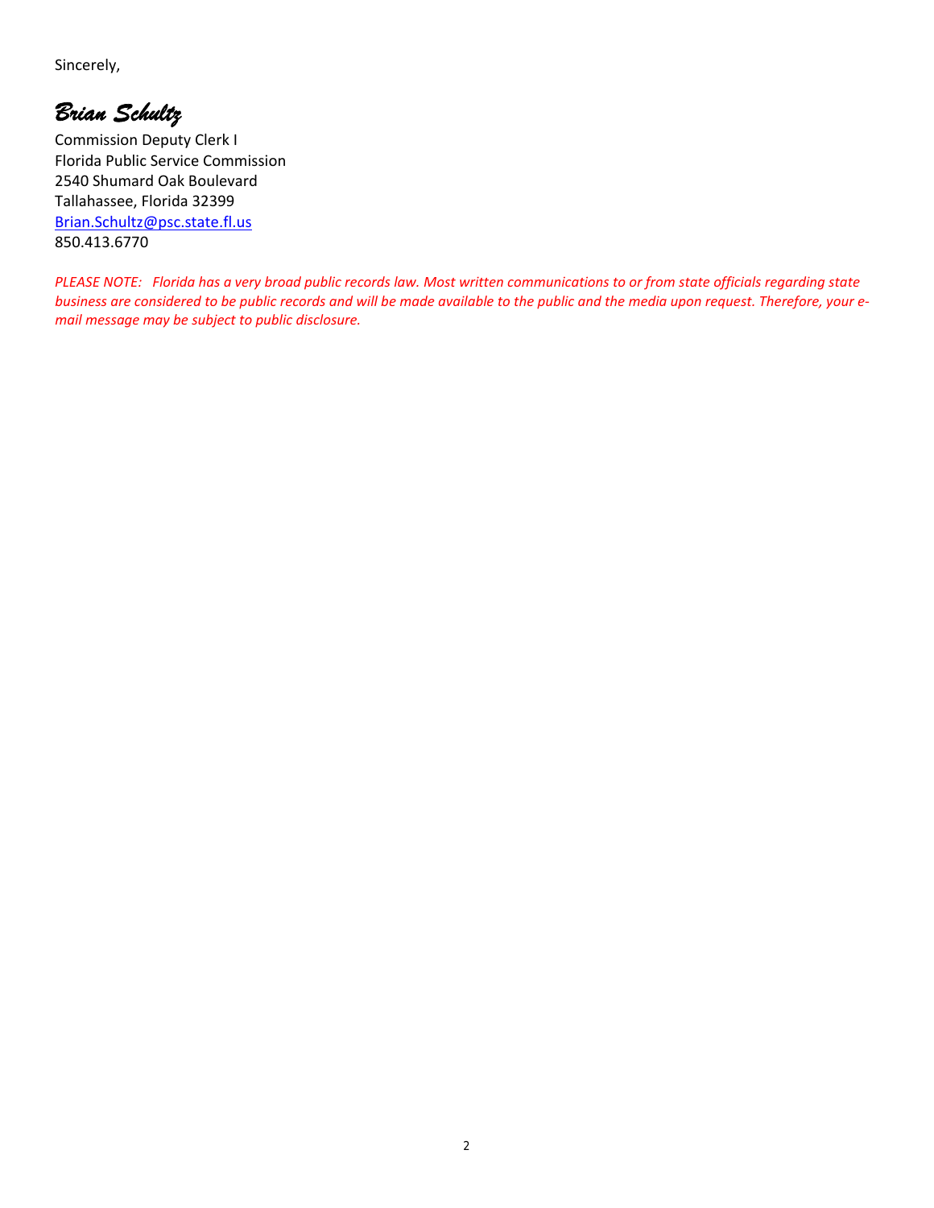Sincerely,

*Brian Schultz*

Commission Deputy Clerk I
Florida Public Service Commission
2540 Shumard Oak Boulevard
Tallahassee, Florida 32399
[Brian.Schultz@psc.state.fl.us](mailto:Brian.Schultz@psc.state.fl.us)
850.413.6770

*PLEASE NOTE: Florida has a very broad public records law. Most written communications to or from state officials regarding state business are considered to be public records and will be made available to the public and the media upon request. Therefore, your e-mail message may be subject to public disclosure.*